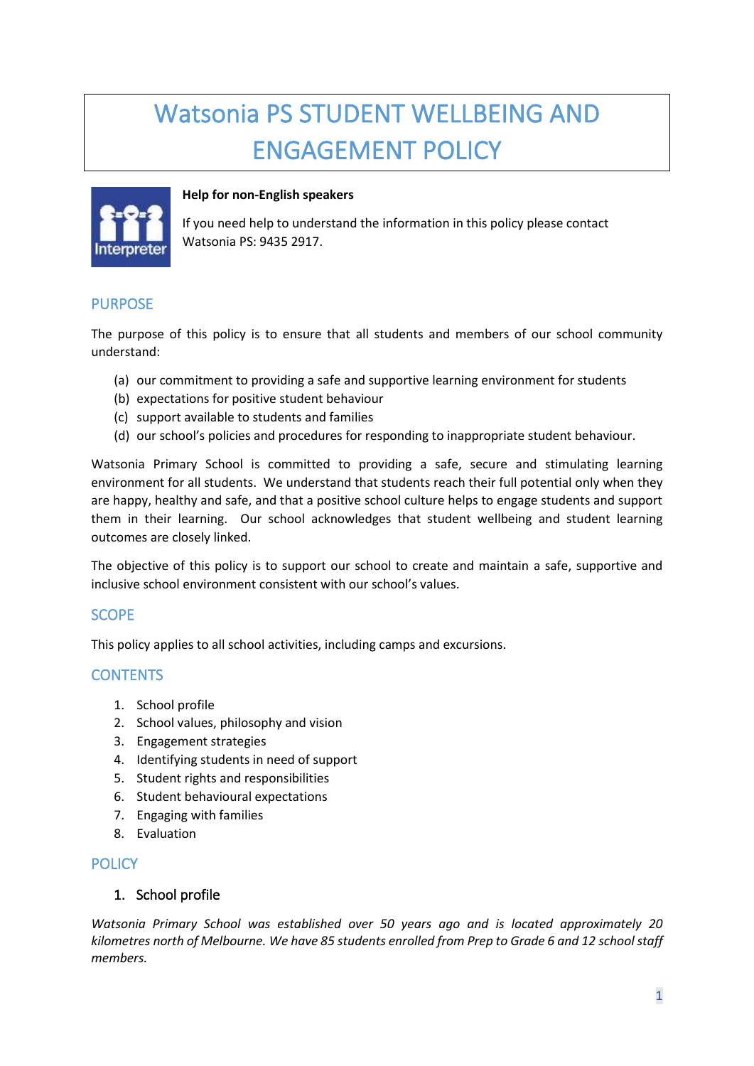# Watsonia PS STUDENT WELLBEING AND ENGAGEMENT POLICY

**Help for non-English speakers**

If you need help to understand the information in this policy please contact Watsonia PS: 9435 2917.

## PURPOSE

The purpose of this policy is to ensure that all students and members of our school community understand:

(a) our commitment to providing a safe and supportive learning environment for students
(b) expectations for positive student behaviour
(c) support available to students and families
(d) our school's policies and procedures for responding to inappropriate student behaviour.

Watsonia Primary School is committed to providing a safe, secure and stimulating learning environment for all students. We understand that students reach their full potential only when they are happy, healthy and safe, and that a positive school culture helps to engage students and support them in their learning. Our school acknowledges that student wellbeing and student learning outcomes are closely linked.

The objective of this policy is to support our school to create and maintain a safe, supportive and inclusive school environment consistent with our school's values.

## SCOPE

This policy applies to all school activities, including camps and excursions.

## CONTENTS

1. School profile
2. School values, philosophy and vision
3. Engagement strategies
4. Identifying students in need of support
5. Student rights and responsibilities
6. Student behavioural expectations
7. Engaging with families
8. Evaluation

## POLICY

### 1. School profile

*Watsonia Primary School was established over 50 years ago and is located approximately 20 kilometres north of Melbourne. We have 85 students enrolled from Prep to Grade 6 and 12 school staff members.*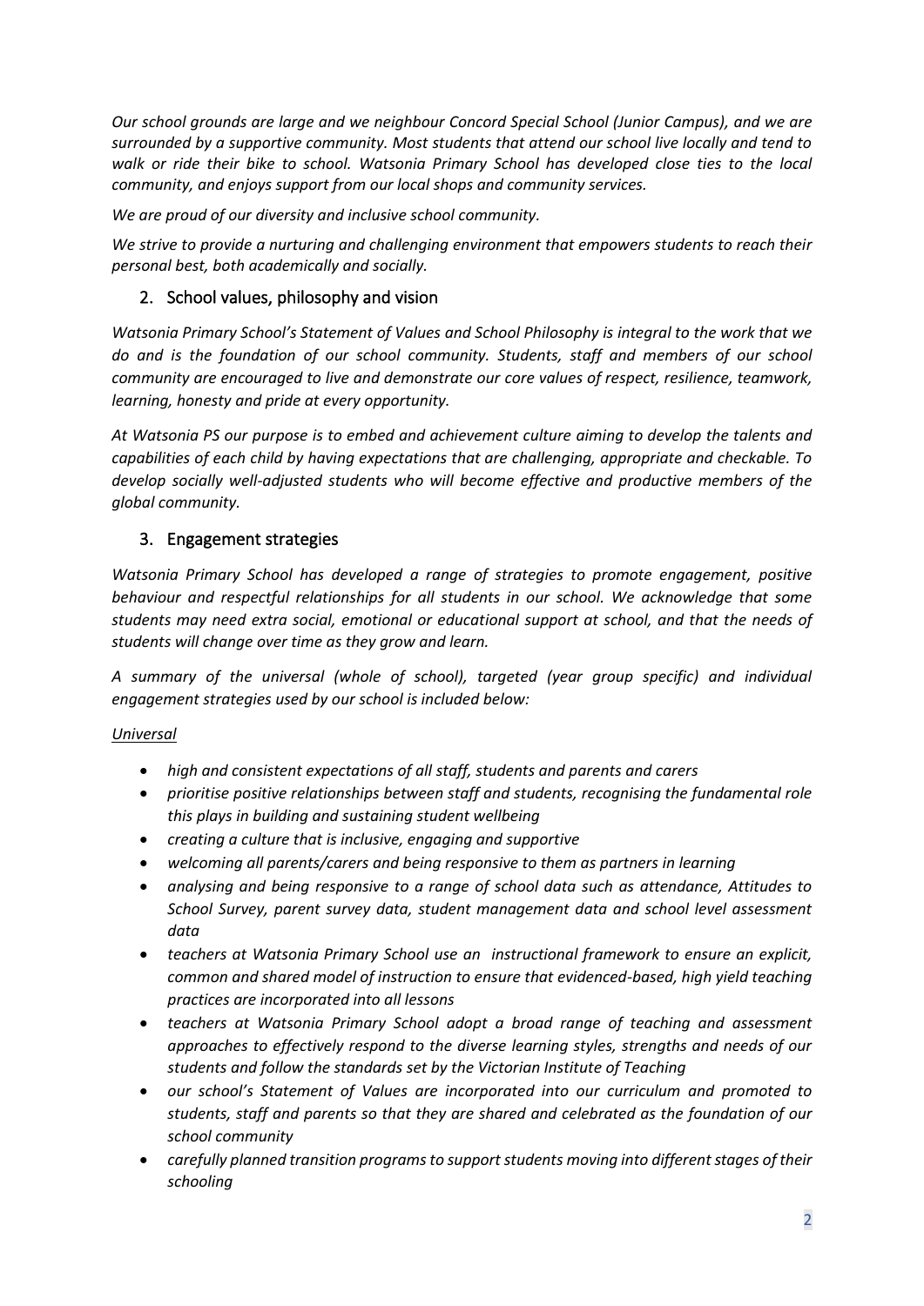*Our school grounds are large and we neighbour Concord Special School (Junior Campus), and we are surrounded by a supportive community. Most students that attend our school live locally and tend to walk or ride their bike to school. Watsonia Primary School has developed close ties to the local community, and enjoys support from our local shops and community services.*

*We are proud of our diversity and inclusive school community.*

*We strive to provide a nurturing and challenging environment that empowers students to reach their personal best, both academically and socially.*

## 2. School values, philosophy and vision

*Watsonia Primary School's Statement of Values and School Philosophy is integral to the work that we do and is the foundation of our school community. Students, staff and members of our school community are encouraged to live and demonstrate our core values of respect, resilience, teamwork, learning, honesty and pride at every opportunity.*

*At Watsonia PS our purpose is to embed and achievement culture aiming to develop the talents and capabilities of each child by having expectations that are challenging, appropriate and checkable. To develop socially well-adjusted students who will become effective and productive members of the global community.*

## 3. Engagement strategies

*Watsonia Primary School has developed a range of strategies to promote engagement, positive behaviour and respectful relationships for all students in our school. We acknowledge that some students may need extra social, emotional or educational support at school, and that the needs of students will change over time as they grow and learn.*

*A summary of the universal (whole of school), targeted (year group specific) and individual engagement strategies used by our school is included below:*

*<u>Universal</u>*

- *high and consistent expectations of all staff, students and parents and carers*
- *prioritise positive relationships between staff and students, recognising the fundamental role this plays in building and sustaining student wellbeing*
- *creating a culture that is inclusive, engaging and supportive*
- *welcoming all parents/carers and being responsive to them as partners in learning*
- *analysing and being responsive to a range of school data such as attendance, Attitudes to School Survey, parent survey data, student management data and school level assessment data*
- *teachers at Watsonia Primary School use an instructional framework to ensure an explicit, common and shared model of instruction to ensure that evidenced-based, high yield teaching practices are incorporated into all lessons*
- *teachers at Watsonia Primary School adopt a broad range of teaching and assessment approaches to effectively respond to the diverse learning styles, strengths and needs of our students and follow the standards set by the Victorian Institute of Teaching*
- *our school's Statement of Values are incorporated into our curriculum and promoted to students, staff and parents so that they are shared and celebrated as the foundation of our school community*
- *carefully planned transition programs to support students moving into different stages of their schooling*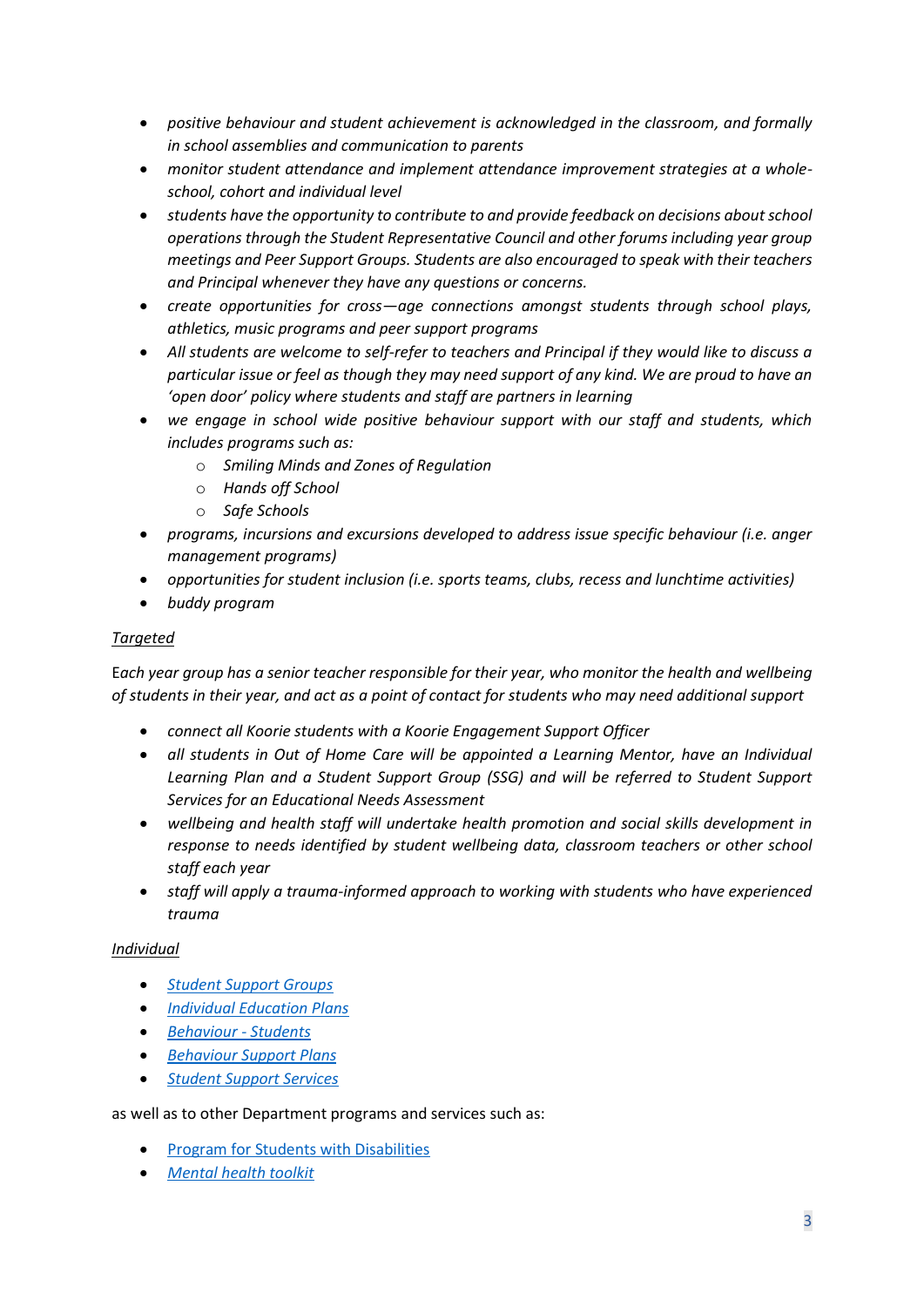- *positive behaviour and student achievement is acknowledged in the classroom, and formally in school assemblies and communication to parents*
- *monitor student attendance and implement attendance improvement strategies at a whole-school, cohort and individual level*
- *students have the opportunity to contribute to and provide feedback on decisions about school operations through the Student Representative Council and other forums including year group meetings and Peer Support Groups. Students are also encouraged to speak with their teachers and Principal whenever they have any questions or concerns.*
- *create opportunities for cross—age connections amongst students through school plays, athletics, music programs and peer support programs*
- *All students are welcome to self-refer to teachers and Principal if they would like to discuss a particular issue or feel as though they may need support of any kind. We are proud to have an 'open door' policy where students and staff are partners in learning*
- *we engage in school wide positive behaviour support with our staff and students, which includes programs such as:*
    - *Smiling Minds and Zones of Regulation*
    - *Hands off School*
    - *Safe Schools*
- *programs, incursions and excursions developed to address issue specific behaviour (i.e. anger management programs)*
- *opportunities for student inclusion (i.e. sports teams, clubs, recess and lunchtime activities)*
- *buddy program*

*Targeted*

*Each year group has a senior teacher responsible for their year, who monitor the health and wellbeing of students in their year, and act as a point of contact for students who may need additional support*

- *connect all Koorie students with a Koorie Engagement Support Officer*
- *all students in Out of Home Care will be appointed a Learning Mentor, have an Individual Learning Plan and a Student Support Group (SSG) and will be referred to Student Support Services for an Educational Needs Assessment*
- *wellbeing and health staff will undertake health promotion and social skills development in response to needs identified by student wellbeing data, classroom teachers or other school staff each year*
- *staff will apply a trauma-informed approach to working with students who have experienced trauma*

*Individual*

- *Student Support Groups*
- *Individual Education Plans*
- *Behaviour - Students*
- *Behaviour Support Plans*
- *Student Support Services*

as well as to other Department programs and services such as:

- Program for Students with Disabilities
- *Mental health toolkit*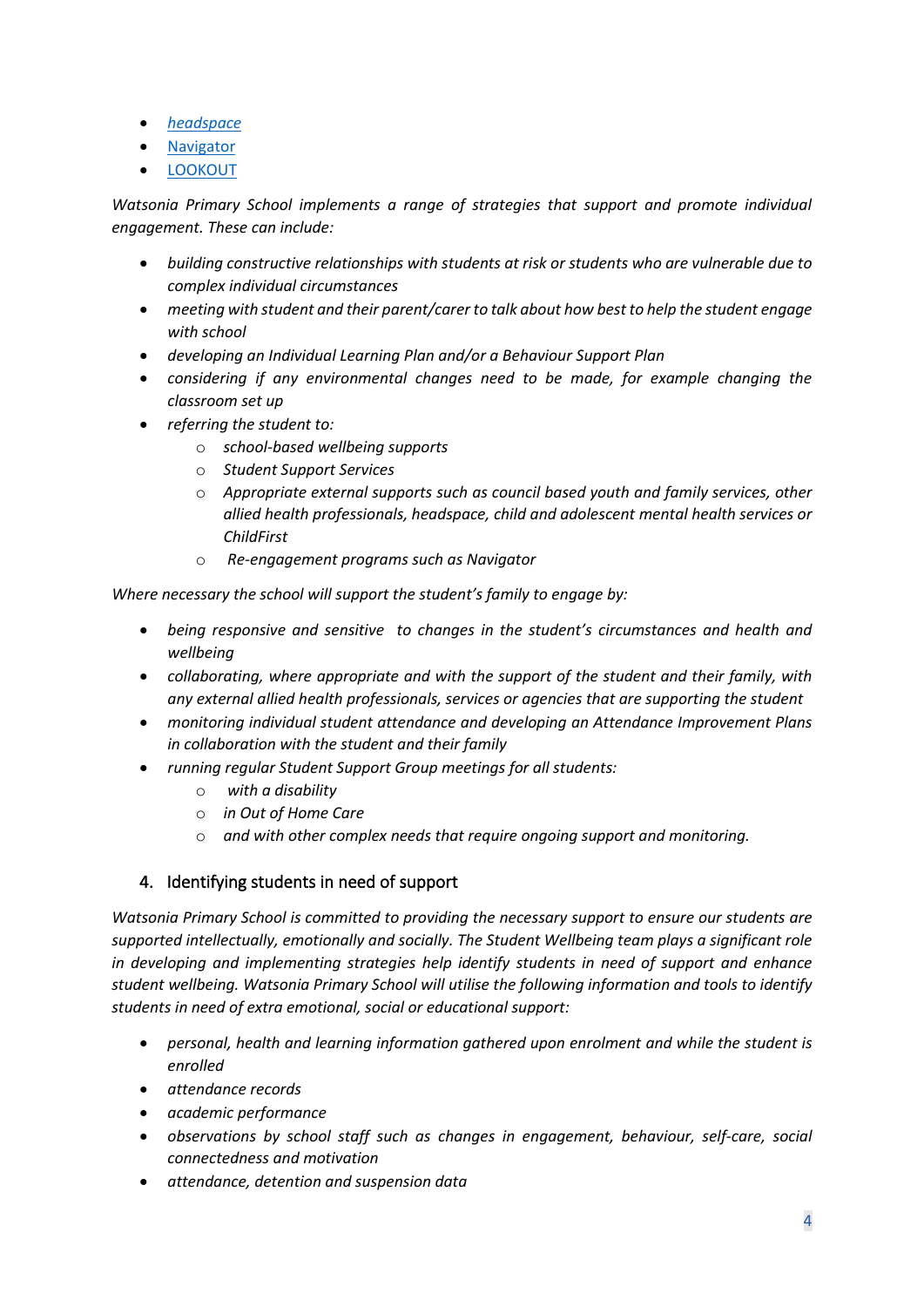- [headspace](#)
- [Navigator](#)
- [LOOKOUT](#)

*Watsonia Primary School implements a range of strategies that support and promote individual engagement. These can include:*

- *building constructive relationships with students at risk or students who are vulnerable due to complex individual circumstances*
- *meeting with student and their parent/carer to talk about how best to help the student engage with school*
- *developing an Individual Learning Plan and/or a Behaviour Support Plan*
- *considering if any environmental changes need to be made, for example changing the classroom set up*
- *referring the student to:*
  - *school-based wellbeing supports*
  - *Student Support Services*
  - *Appropriate external supports such as council based youth and family services, other allied health professionals, headspace, child and adolescent mental health services or ChildFirst*
  - *Re-engagement programs such as Navigator*

*Where necessary the school will support the student's family to engage by:*

- *being responsive and sensitive to changes in the student's circumstances and health and wellbeing*
- *collaborating, where appropriate and with the support of the student and their family, with any external allied health professionals, services or agencies that are supporting the student*
- *monitoring individual student attendance and developing an Attendance Improvement Plans in collaboration with the student and their family*
- *running regular Student Support Group meetings for all students:*
  - *with a disability*
  - *in Out of Home Care*
  - *and with other complex needs that require ongoing support and monitoring.*

## 4. Identifying students in need of support

*Watsonia Primary School is committed to providing the necessary support to ensure our students are supported intellectually, emotionally and socially. The Student Wellbeing team plays a significant role in developing and implementing strategies help identify students in need of support and enhance student wellbeing. Watsonia Primary School will utilise the following information and tools to identify students in need of extra emotional, social or educational support:*

- *personal, health and learning information gathered upon enrolment and while the student is enrolled*
- *attendance records*
- *academic performance*
- *observations by school staff such as changes in engagement, behaviour, self-care, social connectedness and motivation*
- *attendance, detention and suspension data*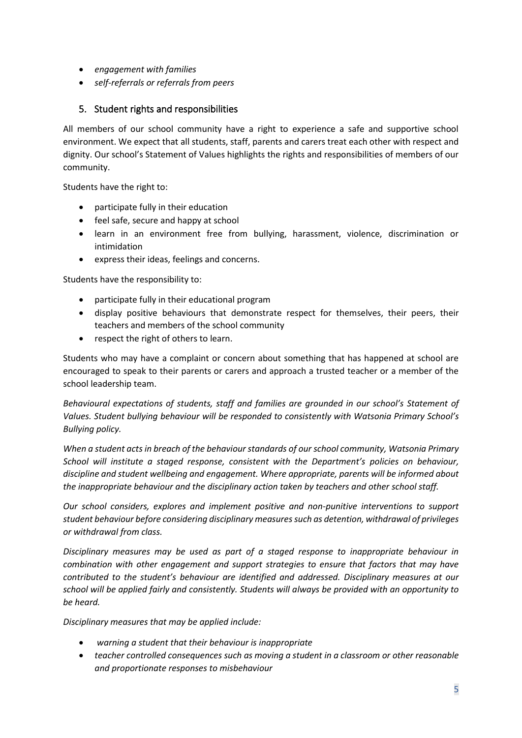- *engagement with families*
- *self-referrals or referrals from peers*

## 5. Student rights and responsibilities

All members of our school community have a right to experience a safe and supportive school environment. We expect that all students, staff, parents and carers treat each other with respect and dignity. Our school's Statement of Values highlights the rights and responsibilities of members of our community.

Students have the right to:

- participate fully in their education
- feel safe, secure and happy at school
- learn in an environment free from bullying, harassment, violence, discrimination or intimidation
- express their ideas, feelings and concerns.

Students have the responsibility to:

- participate fully in their educational program
- display positive behaviours that demonstrate respect for themselves, their peers, their teachers and members of the school community
- respect the right of others to learn.

Students who may have a complaint or concern about something that has happened at school are encouraged to speak to their parents or carers and approach a trusted teacher or a member of the school leadership team.

*Behavioural expectations of students, staff and families are grounded in our school's Statement of Values. Student bullying behaviour will be responded to consistently with Watsonia Primary School's Bullying policy.*

*When a student acts in breach of the behaviour standards of our school community, Watsonia Primary School will institute a staged response, consistent with the Department's policies on behaviour, discipline and student wellbeing and engagement. Where appropriate, parents will be informed about the inappropriate behaviour and the disciplinary action taken by teachers and other school staff.*

*Our school considers, explores and implement positive and non-punitive interventions to support student behaviour before considering disciplinary measures such as detention, withdrawal of privileges or withdrawal from class.*

*Disciplinary measures may be used as part of a staged response to inappropriate behaviour in combination with other engagement and support strategies to ensure that factors that may have contributed to the student's behaviour are identified and addressed. Disciplinary measures at our school will be applied fairly and consistently. Students will always be provided with an opportunity to be heard.*

*Disciplinary measures that may be applied include:*

- *warning a student that their behaviour is inappropriate*
- *teacher controlled consequences such as moving a student in a classroom or other reasonable and proportionate responses to misbehaviour*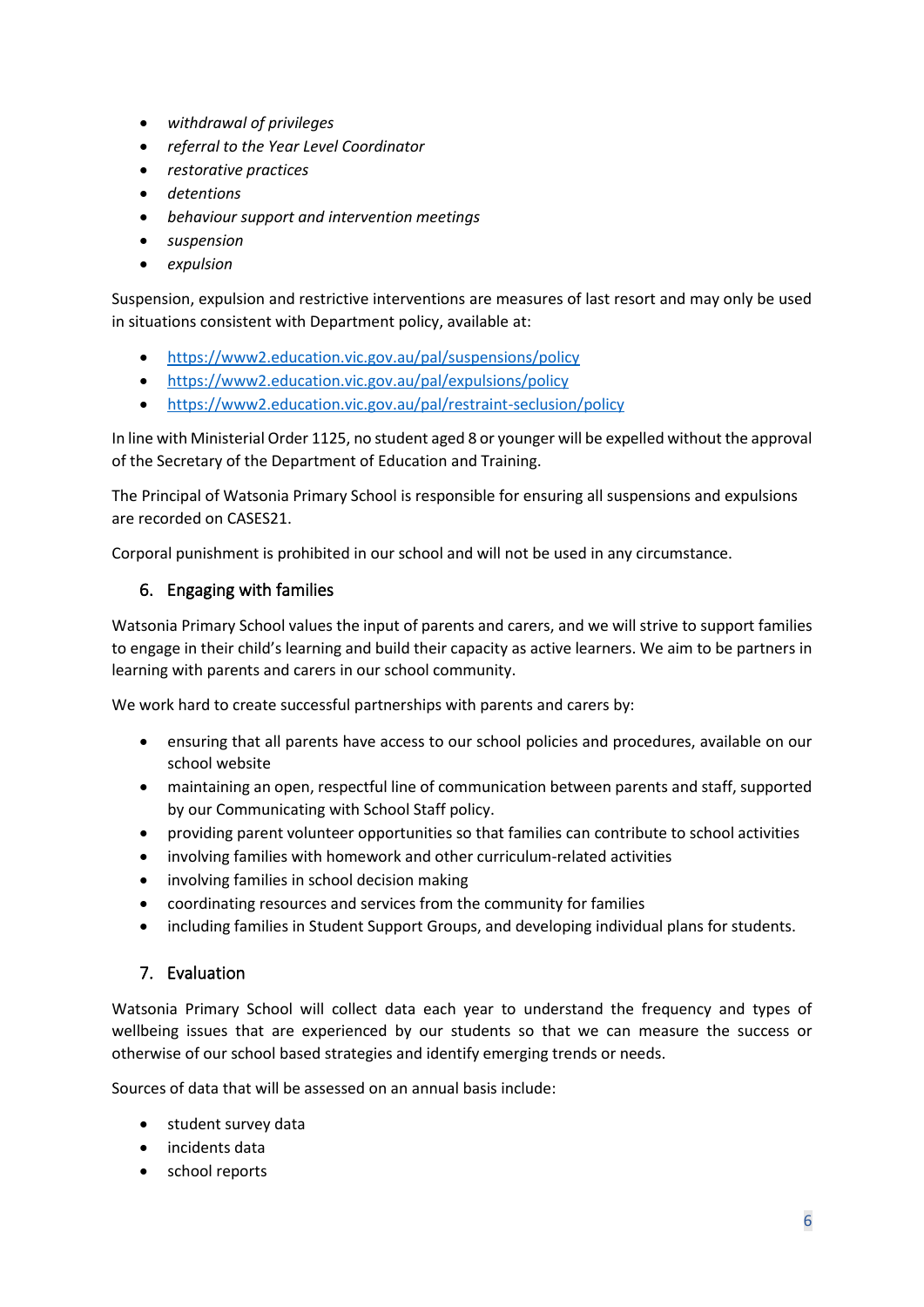- *withdrawal of privileges*
- *referral to the Year Level Coordinator*
- *restorative practices*
- *detentions*
- *behaviour support and intervention meetings*
- *suspension*
- *expulsion*

Suspension, expulsion and restrictive interventions are measures of last resort and may only be used in situations consistent with Department policy, available at:

- https://www2.education.vic.gov.au/pal/suspensions/policy
- https://www2.education.vic.gov.au/pal/expulsions/policy
- https://www2.education.vic.gov.au/pal/restraint-seclusion/policy

In line with Ministerial Order 1125, no student aged 8 or younger will be expelled without the approval of the Secretary of the Department of Education and Training.

The Principal of Watsonia Primary School is responsible for ensuring all suspensions and expulsions are recorded on CASES21.

Corporal punishment is prohibited in our school and will not be used in any circumstance.

## 6. Engaging with families

Watsonia Primary School values the input of parents and carers, and we will strive to support families to engage in their child's learning and build their capacity as active learners. We aim to be partners in learning with parents and carers in our school community.

We work hard to create successful partnerships with parents and carers by:

- ensuring that all parents have access to our school policies and procedures, available on our school website
- maintaining an open, respectful line of communication between parents and staff, supported by our Communicating with School Staff policy.
- providing parent volunteer opportunities so that families can contribute to school activities
- involving families with homework and other curriculum-related activities
- involving families in school decision making
- coordinating resources and services from the community for families
- including families in Student Support Groups, and developing individual plans for students.

## 7. Evaluation

Watsonia Primary School will collect data each year to understand the frequency and types of wellbeing issues that are experienced by our students so that we can measure the success or otherwise of our school based strategies and identify emerging trends or needs.

Sources of data that will be assessed on an annual basis include:

- student survey data
- incidents data
- school reports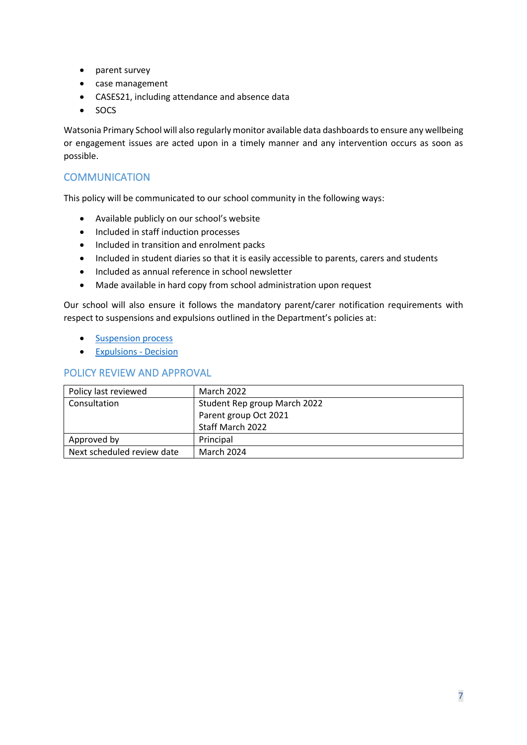- parent survey
- case management
- CASES21, including attendance and absence data
- SOCS

Watsonia Primary School will also regularly monitor available data dashboards to ensure any wellbeing or engagement issues are acted upon in a timely manner and any intervention occurs as soon as possible.

## COMMUNICATION

This policy will be communicated to our school community in the following ways:

- Available publicly on our school's website
- Included in staff induction processes
- Included in transition and enrolment packs
- Included in student diaries so that it is easily accessible to parents, carers and students
- Included as annual reference in school newsletter
- Made available in hard copy from school administration upon request

Our school will also ensure it follows the mandatory parent/carer notification requirements with respect to suspensions and expulsions outlined in the Department's policies at:

- Suspension process
- Expulsions - Decision

## POLICY REVIEW AND APPROVAL

| | |
|---|---|
| Policy last reviewed | March 2022 |
| Consultation | Student Rep group March 2022<br>Parent group Oct 2021<br>Staff March 2022 |
| Approved by | Principal |
| Next scheduled review date | March 2024 |